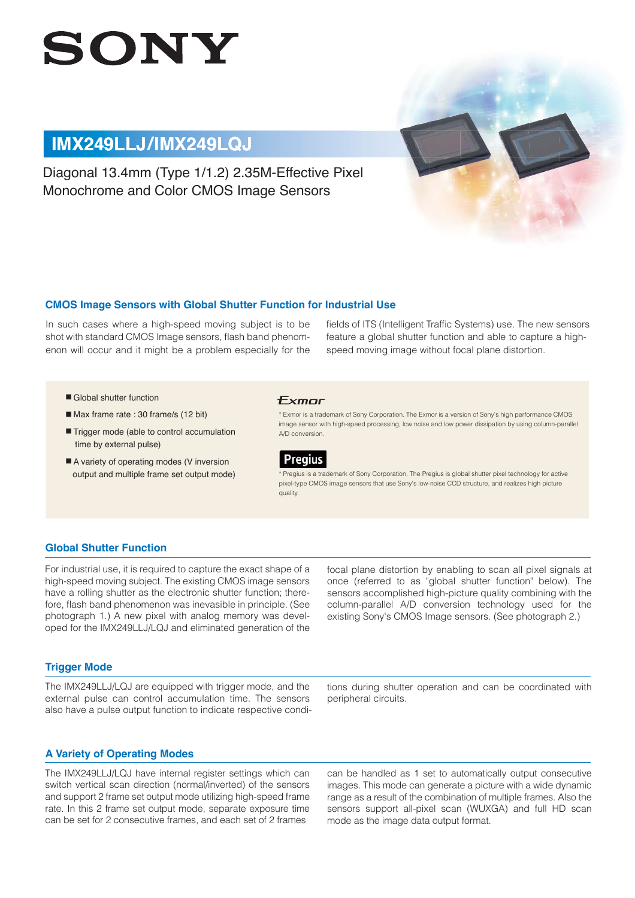SONY

# IMX249LLJ/IMX249LQJ

Diagonal 13.4mm (Type 1/1.2) 2.35M-Effective Pixel Monochrome and Color CMOS Image Sensors

## CMOS Image Sensors with Global Shutter Function for Industrial Use

In such cases where a high-speed moving subject is to be shot with standard CMOS Image sensors, flash band phenomenon will occur and it might be a problem especially for the fields of ITS (Intelligent Traffic Systems) use. The new sensors feature a global shutter function and able to capture a high-speed moving image without focal plane distortion.

- Global shutter function
- Max frame rate : 30 frame/s (12 bit)
- Trigger mode (able to control accumulation time by external pulse)
- A variety of operating modes (V inversion output and multiple frame set output mode)

Exmor

* Exmor is a trademark of Sony Corporation. The Exmor is a version of Sony's high performance CMOS image sensor with high-speed processing, low noise and low power dissipation by using column-parallel A/D conversion.

Pregius

* Pregius is a trademark of Sony Corporation. The Pregius is global shutter pixel technology for active pixel-type CMOS image sensors that use Sony's low-noise CCD structure, and realizes high picture quality.

## Global Shutter Function

For industrial use, it is required to capture the exact shape of a high-speed moving subject. The existing CMOS image sensors have a rolling shutter as the electronic shutter function; therefore, flash band phenomenon was inevasible in principle. (See photograph 1.) A new pixel with analog memory was developed for the IMX249LLJ/LQJ and eliminated generation of the focal plane distortion by enabling to scan all pixel signals at once (referred to as "global shutter function" below). The sensors accomplished high-picture quality combining with the column-parallel A/D conversion technology used for the existing Sony's CMOS Image sensors. (See photograph 2.)

## Trigger Mode

The IMX249LLJ/LQJ are equipped with trigger mode, and the external pulse can control accumulation time. The sensors also have a pulse output function to indicate respective conditions during shutter operation and can be coordinated with peripheral circuits.

## A Variety of Operating Modes

The IMX249LLJ/LQJ have internal register settings which can switch vertical scan direction (normal/inverted) of the sensors and support 2 frame set output mode utilizing high-speed frame rate. In this 2 frame set output mode, separate exposure time can be set for 2 consecutive frames, and each set of 2 frames can be handled as 1 set to automatically output consecutive images. This mode can generate a picture with a wide dynamic range as a result of the combination of multiple frames. Also the sensors support all-pixel scan (WUXGA) and full HD scan mode as the image data output format.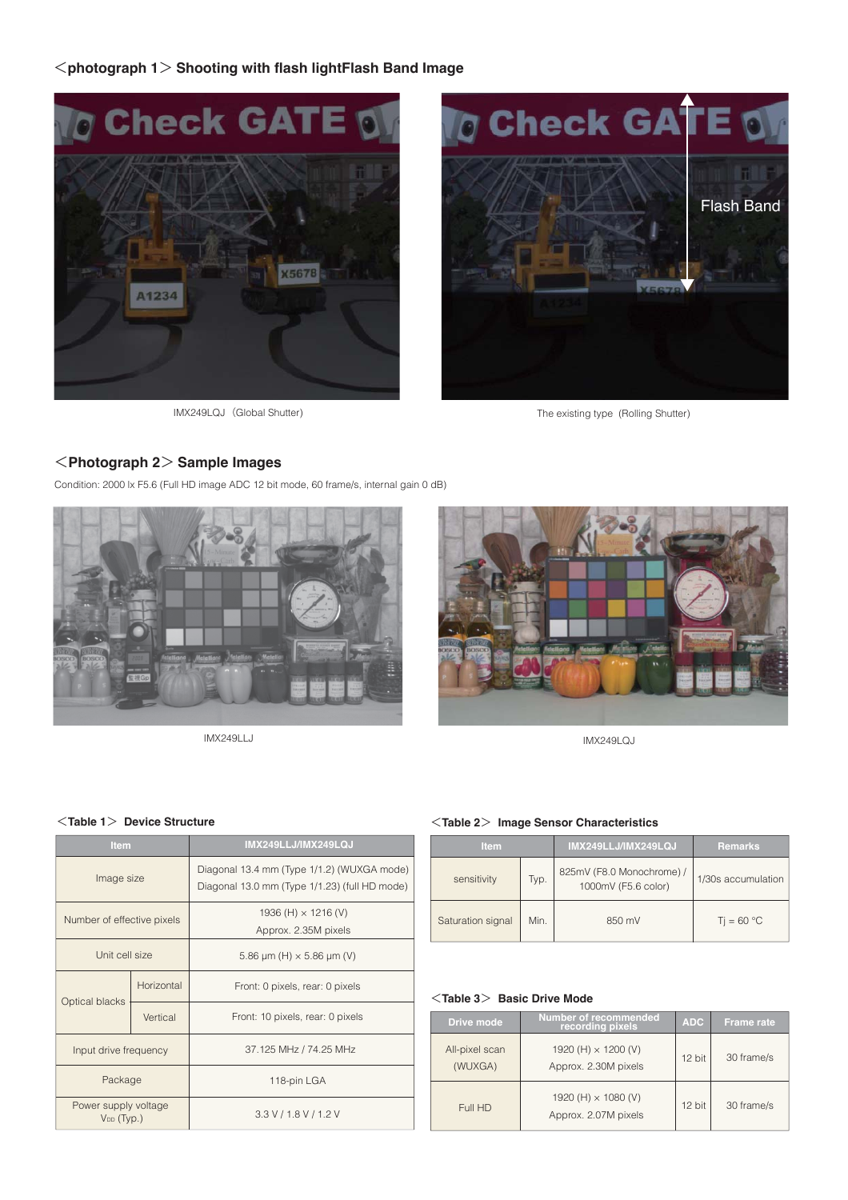## <photograph 1> Shooting with flash lightFlash Band Image

IMX249LQJ（Global Shutter）

Flash Band

The existing type（Rolling Shutter）

## <Photograph 2> Sample Images

Condition: 2000 lx F5.6 (Full HD image ADC 12 bit mode, 60 frame/s, internal gain 0 dB)

IMX249LLJ

IMX249LQJ

### <Table 1> Device Structure

| Item | | IMX249LLJ/IMX249LQJ |
|---|---|---|
| Image size | | Diagonal 13.4 mm (Type 1/1.2) (WUXGA mode)<br>Diagonal 13.0 mm (Type 1/1.23) (full HD mode) |
| Number of effective pixels | | 1936 (H) × 1216 (V)<br>Approx. 2.35M pixels |
| Unit cell size | | 5.86 μm (H) × 5.86 μm (V) |
| Optical blacks | Horizontal | Front: 0 pixels, rear: 0 pixels |
| | Vertical | Front: 10 pixels, rear: 0 pixels |
| Input drive frequency | | 37.125 MHz / 74.25 MHz |
| Package | | 118-pin LGA |
| Power supply voltage $V_{DD}$ (Typ.) | | 3.3 V / 1.8 V / 1.2 V |

### <Table 2> Image Sensor Characteristics

| Item | | IMX249LLJ/IMX249LQJ | Remarks |
|---|---|---|---|
| sensitivity | Typ. | 825mV (F8.0 Monochrome) / 1000mV (F5.6 color) | 1/30s accumulation |
| Saturation signal | Min. | 850 mV | Tj = 60 °C |

### <Table 3> Basic Drive Mode

| Drive mode | Number of recommended recording pixels | ADC | Frame rate |
|---|---|---|---|
| All-pixel scan (WUXGA) | 1920 (H) × 1200 (V)<br>Approx. 2.30M pixels | 12 bit | 30 frame/s |
| Full HD | 1920 (H) × 1080 (V)<br>Approx. 2.07M pixels | 12 bit | 30 frame/s |